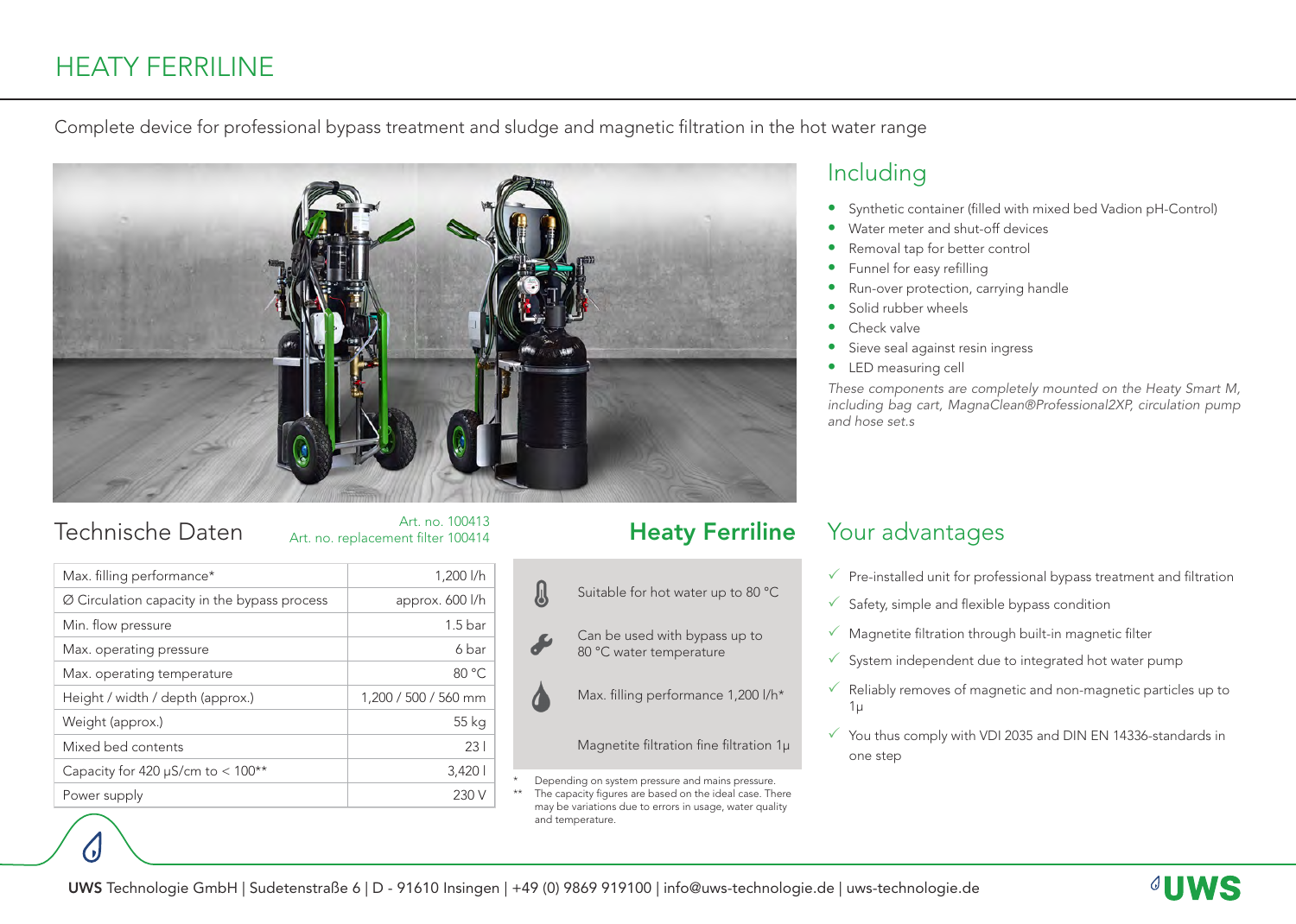# HEATY FERRILINE

Complete device for professional bypass treatment and sludge and magnetic filtration in the hot water range

## Including

- Synthetic container (filled with mixed bed Vadion pH-Control)
- Water meter and shut-off devices
- Removal tap for better control
- Funnel for easy refilling
- Run-over protection, carrying handle
- Solid rubber wheels
- Check valve
- Sieve seal against resin ingress
- LED measuring cell

*These components are completely mounted on the Heaty Smart M, including bag cart, MagnaClean®Professional2XP, circulation pump and hose set.s*

## Technische Daten

Art. no. 100413
Art. no. replacement filter 100414

| | |
|---|---|
| Max. filling performance* | 1,200 l/h |
| Ø Circulation capacity in the bypass process | approx. 600 l/h |
| Min. flow pressure | 1.5 bar |
| Max. operating pressure | 6 bar |
| Max. operating temperature | 80 °C |
| Height / width / depth (approx.) | 1,200 / 500 / 560 mm |
| Weight (approx.) | 55 kg |
| Mixed bed contents | 23 l |
| Capacity for 420 µS/cm to < 100** | 3,420 l |
| Power supply | 230 V |

## Heaty Ferriline

- Suitable for hot water up to 80 °C
- Can be used with bypass up to 80 °C water temperature
- Max. filling performance 1,200 l/h*
- Magnetite filtration fine filtration 1µ

\* Depending on system pressure and mains pressure.
\** The capacity figures are based on the ideal case. There may be variations due to errors in usage, water quality and temperature.

## Your advantages

- ✓ Pre-installed unit for professional bypass treatment and filtration
- ✓ Safety, simple and flexible bypass condition
- ✓ Magnetite filtration through built-in magnetic filter
- ✓ System independent due to integrated hot water pump
- ✓ Reliably removes of magnetic and non-magnetic particles up to 1µ
- ✓ You thus comply with VDI 2035 and DIN EN 14336-standards in one step

**UWS** Technologie GmbH | Sudetenstraße 6 | D - 91610 Insingen | +49 (0) 9869 919100 | info@uws-technologie.de | uws-technologie.de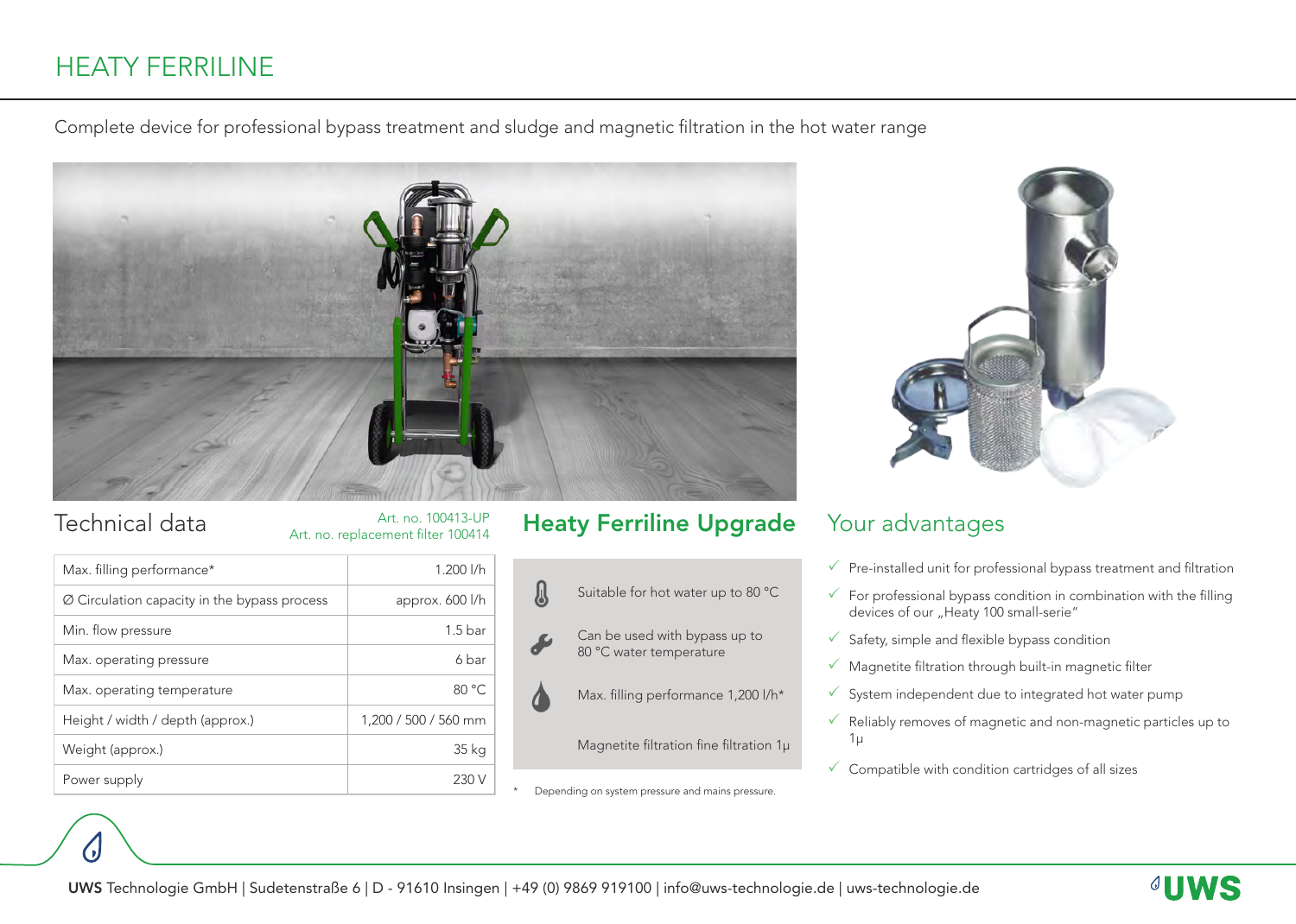# HEATY FERRILINE

Complete device for professional bypass treatment and sludge and magnetic filtration in the hot water range

## Technical data

Art. no. 100413-UP
Art. no. replacement filter 100414

| | |
|---|---|
| Max. filling performance* | 1.200 l/h |
| Ø Circulation capacity in the bypass process | approx. 600 l/h |
| Min. flow pressure | 1.5 bar |
| Max. operating pressure | 6 bar |
| Max. operating temperature | 80 °C |
| Height / width / depth (approx.) | 1,200 / 500 / 560 mm |
| Weight (approx.) | 35 kg |
| Power supply | 230 V |

## Heaty Ferriline Upgrade

- Suitable for hot water up to 80 °C
- Can be used with bypass up to 80 °C water temperature
- Max. filling performance 1,200 l/h*
- Magnetite filtration fine filtration 1µ

\* Depending on system pressure and mains pressure.

## Your advantages

- ✓ Pre-installed unit for professional bypass treatment and filtration
- ✓ For professional bypass condition in combination with the filling devices of our „Heaty 100 small-serie"
- ✓ Safety, simple and flexible bypass condition
- ✓ Magnetite filtration through built-in magnetic filter
- ✓ System independent due to integrated hot water pump
- ✓ Reliably removes of magnetic and non-magnetic particles up to 1µ
- ✓ Compatible with condition cartridges of all sizes

**UWS** Technologie GmbH | Sudetenstraße 6 | D - 91610 Insingen | +49 (0) 9869 919100 | info@uws-technologie.de | uws-technologie.de